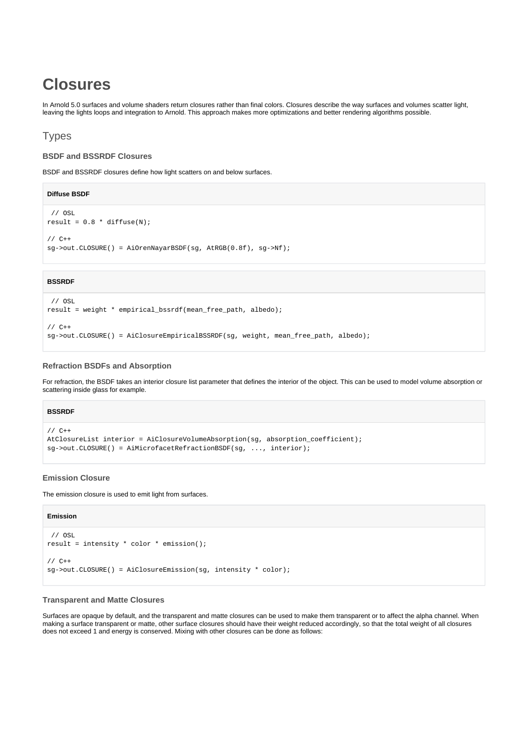# Closures

In Arnold 5.0 surfaces and volume shaders return closures rather than final colors. Closures describe the way surfaces and volumes scatter light, leaving the lights loops and integration to Arnold. This approach makes more optimizations and better rendering algorithms possible.

## Types

### BSDF and BSSRDF Closures

BSDF and BSSRDF closures define how light scatters on and below surfaces.

**Diffuse BSDF**

```
 // OSL
result = 0.8 * diffuse(N);

// C++
sg->out.CLOSURE() = AiOrenNayarBSDF(sg, AtRGB(0.8f), sg->Nf);
```

**BSSRDF**

```
 // OSL
result = weight * empirical_bssrdf(mean_free_path, albedo);

// C++
sg->out.CLOSURE() = AiClosureEmpiricalBSSRDF(sg, weight, mean_free_path, albedo);
```

### Refraction BSDFs and Absorption

For refraction, the BSDF takes an interior closure list parameter that defines the interior of the object. This can be used to model volume absorption or scattering inside glass for example.

**BSSRDF**

```
// C++
AtClosureList interior = AiClosureVolumeAbsorption(sg, absorption_coefficient);
sg->out.CLOSURE() = AiMicrofacetRefractionBSDF(sg, ..., interior);
```

### Emission Closure

The emission closure is used to emit light from surfaces.

**Emission**

```
 // OSL
result = intensity * color * emission();

// C++
sg->out.CLOSURE() = AiClosureEmission(sg, intensity * color);
```

### Transparent and Matte Closures

Surfaces are opaque by default, and the transparent and matte closures can be used to make them transparent or to affect the alpha channel. When making a surface transparent or matte, other surface closures should have their weight reduced accordingly, so that the total weight of all closures does not exceed 1 and energy is conserved. Mixing with other closures can be done as follows: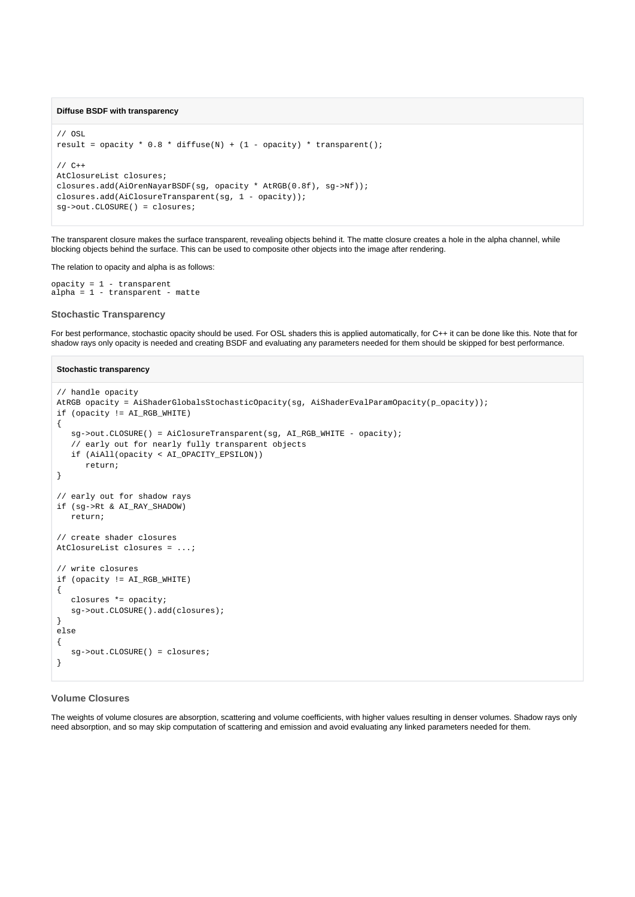**Diffuse BSDF with transparency**

```
// OSL
result = opacity * 0.8 * diffuse(N) + (1 - opacity) * transparent();

// C++
AtClosureList closures;
closures.add(AiOrenNayarBSDF(sg, opacity * AtRGB(0.8f), sg->Nf));
closures.add(AiClosureTransparent(sg, 1 - opacity));
sg->out.CLOSURE() = closures;
```

The transparent closure makes the surface transparent, revealing objects behind it. The matte closure creates a hole in the alpha channel, while blocking objects behind the surface. This can be used to composite other objects into the image after rendering.

The relation to opacity and alpha is as follows:

```
opacity = 1 - transparent
alpha = 1 - transparent - matte
```

### Stochastic Transparency

For best performance, stochastic opacity should be used. For OSL shaders this is applied automatically, for C++ it can be done like this. Note that for shadow rays only opacity is needed and creating BSDF and evaluating any parameters needed for them should be skipped for best performance.

**Stochastic transparency**

```
// handle opacity
AtRGB opacity = AiShaderGlobalsStochasticOpacity(sg, AiShaderEvalParamOpacity(p_opacity));
if (opacity != AI_RGB_WHITE)
{
   sg->out.CLOSURE() = AiClosureTransparent(sg, AI_RGB_WHITE - opacity);
   // early out for nearly fully transparent objects
   if (AiAll(opacity < AI_OPACITY_EPSILON))
      return;
}

// early out for shadow rays
if (sg->Rt & AI_RAY_SHADOW)
   return;

// create shader closures
AtClosureList closures = ...;

// write closures
if (opacity != AI_RGB_WHITE)
{
   closures *= opacity;
   sg->out.CLOSURE().add(closures);
}
else
{
   sg->out.CLOSURE() = closures;
}
```

### Volume Closures

The weights of volume closures are absorption, scattering and volume coefficients, with higher values resulting in denser volumes. Shadow rays only need absorption, and so may skip computation of scattering and emission and avoid evaluating any linked parameters needed for them.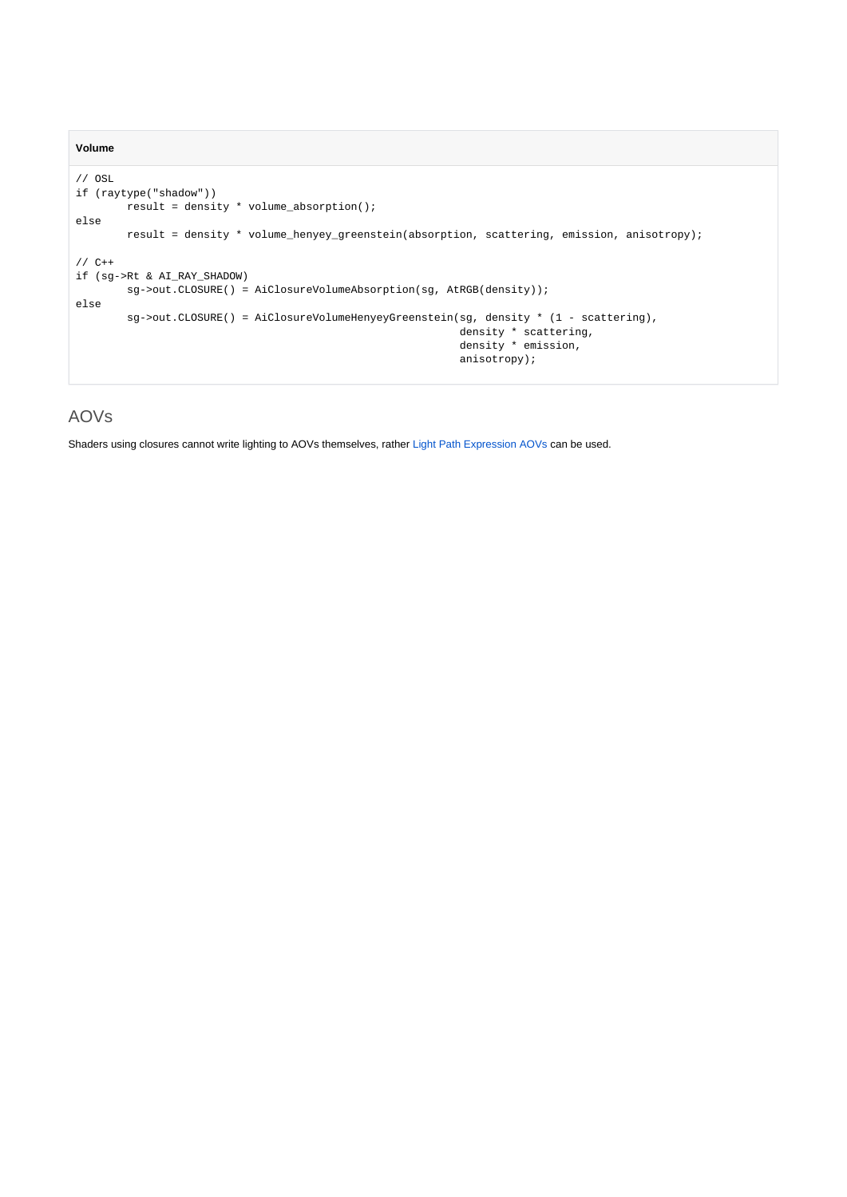**Volume**

```
// OSL
if (raytype("shadow"))
        result = density * volume_absorption();
else
        result = density * volume_henyey_greenstein(absorption, scattering, emission, anisotropy);

// C++
if (sg->Rt & AI_RAY_SHADOW)
        sg->out.CLOSURE() = AiClosureVolumeAbsorption(sg, AtRGB(density));
else
        sg->out.CLOSURE() = AiClosureVolumeHenyeyGreenstein(sg, density * (1 - scattering),
                                                            density * scattering,
                                                            density * emission,
                                                            anisotropy);
```

## AOVs

Shaders using closures cannot write lighting to AOVs themselves, rather Light Path Expression AOVs can be used.